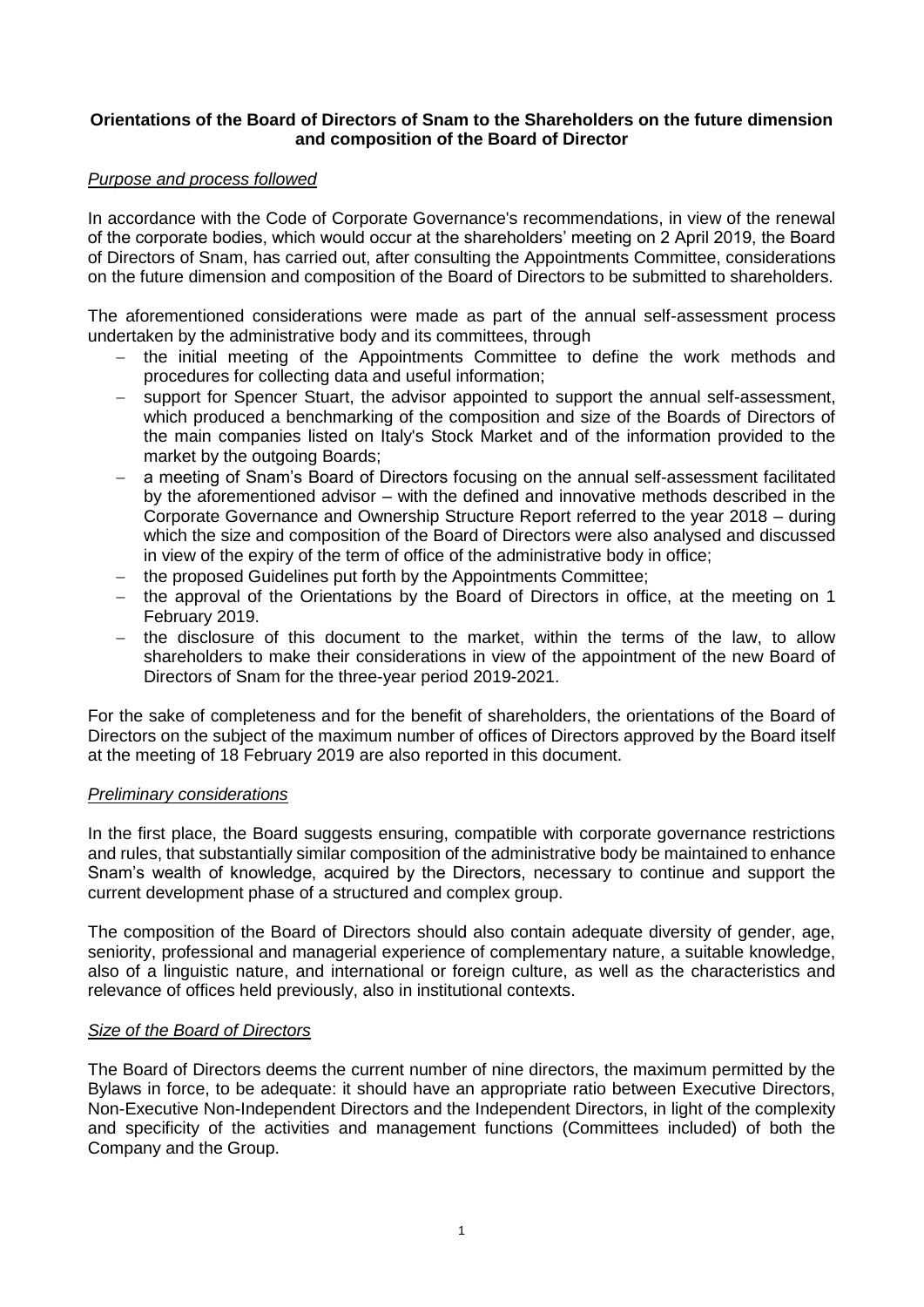**Orientations of the Board of Directors of Snam to the Shareholders on the future dimension and composition of the Board of Director**

*Purpose and process followed*

In accordance with the Code of Corporate Governance's recommendations, in view of the renewal of the corporate bodies, which would occur at the shareholders' meeting on 2 April 2019, the Board of Directors of Snam, has carried out, after consulting the Appointments Committee, considerations on the future dimension and composition of the Board of Directors to be submitted to shareholders.

The aforementioned considerations were made as part of the annual self-assessment process undertaken by the administrative body and its committees, through

- the initial meeting of the Appointments Committee to define the work methods and procedures for collecting data and useful information;
- support for Spencer Stuart, the advisor appointed to support the annual self-assessment, which produced a benchmarking of the composition and size of the Boards of Directors of the main companies listed on Italy's Stock Market and of the information provided to the market by the outgoing Boards;
- a meeting of Snam's Board of Directors focusing on the annual self-assessment facilitated by the aforementioned advisor – with the defined and innovative methods described in the Corporate Governance and Ownership Structure Report referred to the year 2018 – during which the size and composition of the Board of Directors were also analysed and discussed in view of the expiry of the term of office of the administrative body in office;
- the proposed Guidelines put forth by the Appointments Committee;
- the approval of the Orientations by the Board of Directors in office, at the meeting on 1 February 2019.
- the disclosure of this document to the market, within the terms of the law, to allow shareholders to make their considerations in view of the appointment of the new Board of Directors of Snam for the three-year period 2019-2021.

For the sake of completeness and for the benefit of shareholders, the orientations of the Board of Directors on the subject of the maximum number of offices of Directors approved by the Board itself at the meeting of 18 February 2019 are also reported in this document.

*Preliminary considerations*

In the first place, the Board suggests ensuring, compatible with corporate governance restrictions and rules, that substantially similar composition of the administrative body be maintained to enhance Snam's wealth of knowledge, acquired by the Directors, necessary to continue and support the current development phase of a structured and complex group.

The composition of the Board of Directors should also contain adequate diversity of gender, age, seniority, professional and managerial experience of complementary nature, a suitable knowledge, also of a linguistic nature, and international or foreign culture, as well as the characteristics and relevance of offices held previously, also in institutional contexts.

*Size of the Board of Directors*

The Board of Directors deems the current number of nine directors, the maximum permitted by the Bylaws in force, to be adequate: it should have an appropriate ratio between Executive Directors, Non-Executive Non-Independent Directors and the Independent Directors, in light of the complexity and specificity of the activities and management functions (Committees included) of both the Company and the Group.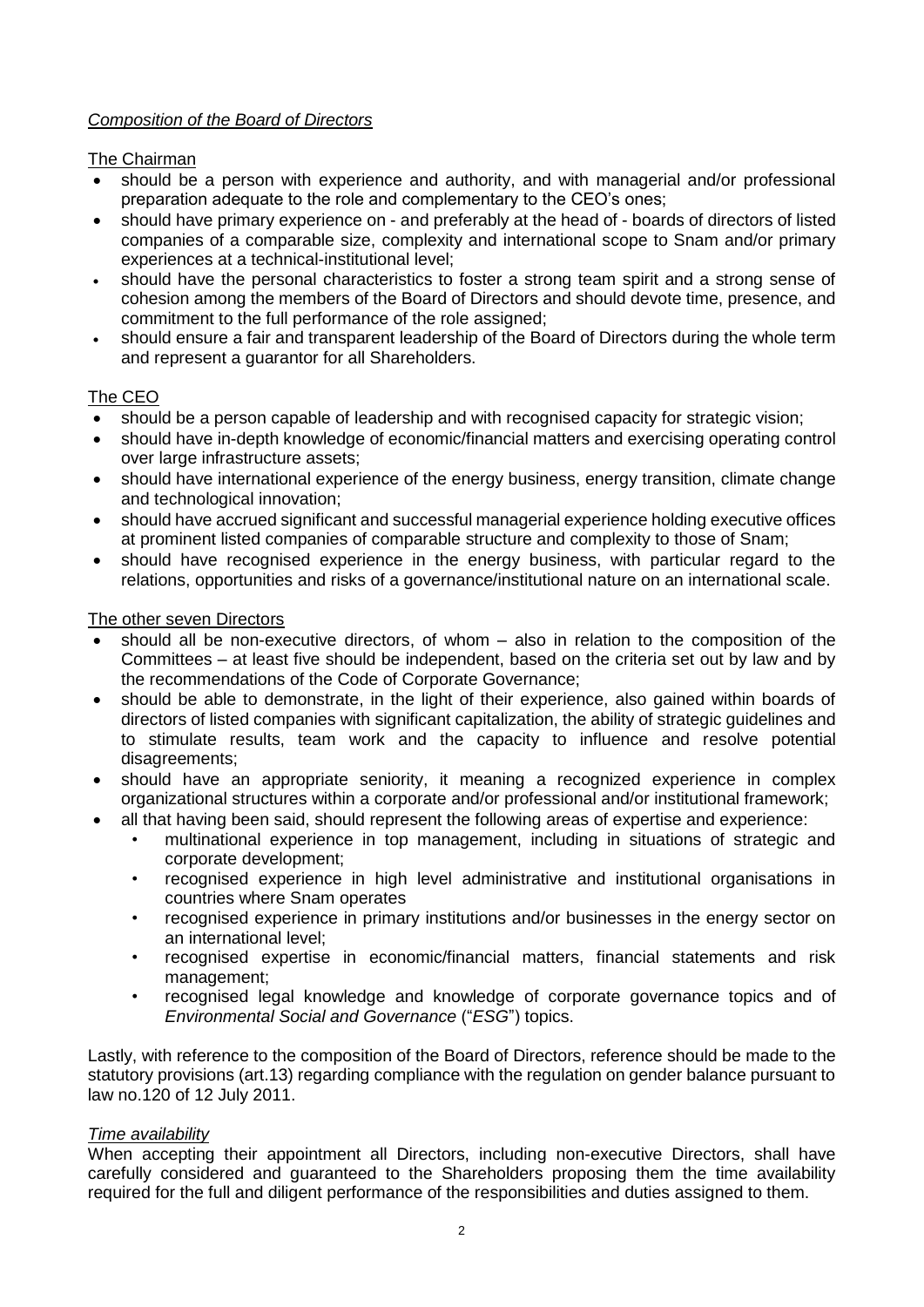*Composition of the Board of Directors*

The Chairman

- should be a person with experience and authority, and with managerial and/or professional preparation adequate to the role and complementary to the CEO's ones;
- should have primary experience on - and preferably at the head of - boards of directors of listed companies of a comparable size, complexity and international scope to Snam and/or primary experiences at a technical-institutional level;
- should have the personal characteristics to foster a strong team spirit and a strong sense of cohesion among the members of the Board of Directors and should devote time, presence, and commitment to the full performance of the role assigned;
- should ensure a fair and transparent leadership of the Board of Directors during the whole term and represent a guarantor for all Shareholders.

The CEO

- should be a person capable of leadership and with recognised capacity for strategic vision;
- should have in-depth knowledge of economic/financial matters and exercising operating control over large infrastructure assets;
- should have international experience of the energy business, energy transition, climate change and technological innovation;
- should have accrued significant and successful managerial experience holding executive offices at prominent listed companies of comparable structure and complexity to those of Snam;
- should have recognised experience in the energy business, with particular regard to the relations, opportunities and risks of a governance/institutional nature on an international scale.

The other seven Directors

- should all be non-executive directors, of whom – also in relation to the composition of the Committees – at least five should be independent, based on the criteria set out by law and by the recommendations of the Code of Corporate Governance;
- should be able to demonstrate, in the light of their experience, also gained within boards of directors of listed companies with significant capitalization, the ability of strategic guidelines and to stimulate results, team work and the capacity to influence and resolve potential disagreements;
- should have an appropriate seniority, it meaning a recognized experience in complex organizational structures within a corporate and/or professional and/or institutional framework;
- all that having been said, should represent the following areas of expertise and experience:
  - multinational experience in top management, including in situations of strategic and corporate development;
  - recognised experience in high level administrative and institutional organisations in countries where Snam operates
  - recognised experience in primary institutions and/or businesses in the energy sector on an international level;
  - recognised expertise in economic/financial matters, financial statements and risk management;
  - recognised legal knowledge and knowledge of corporate governance topics and of *Environmental Social and Governance* ("*ESG*") topics.

Lastly, with reference to the composition of the Board of Directors, reference should be made to the statutory provisions (art.13) regarding compliance with the regulation on gender balance pursuant to law no.120 of 12 July 2011.

*Time availability*

When accepting their appointment all Directors, including non-executive Directors, shall have carefully considered and guaranteed to the Shareholders proposing them the time availability required for the full and diligent performance of the responsibilities and duties assigned to them.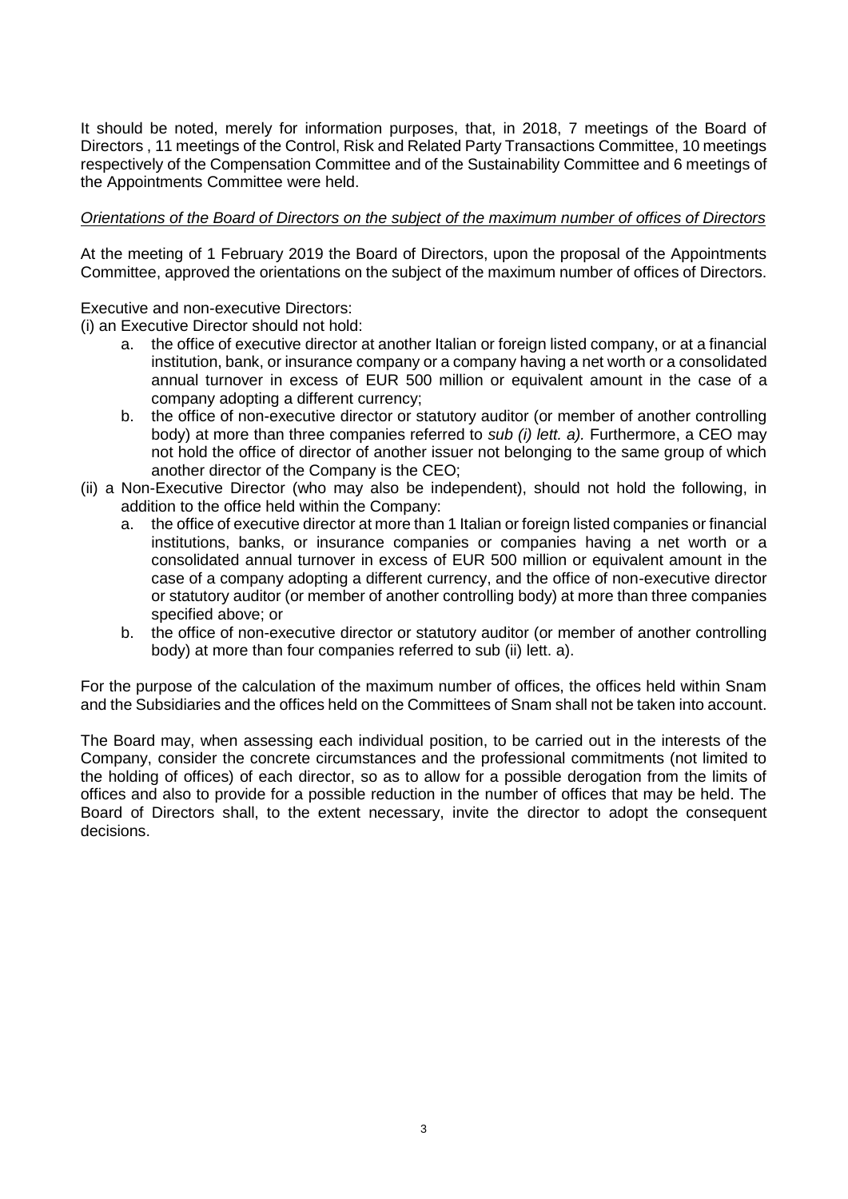It should be noted, merely for information purposes, that, in 2018, 7 meetings of the Board of Directors , 11 meetings of the Control, Risk and Related Party Transactions Committee, 10 meetings respectively of the Compensation Committee and of the Sustainability Committee and 6 meetings of the Appointments Committee were held.

*Orientations of the Board of Directors on the subject of the maximum number of offices of Directors*

At the meeting of 1 February 2019 the Board of Directors, upon the proposal of the Appointments Committee, approved the orientations on the subject of the maximum number of offices of Directors.

Executive and non-executive Directors:

(i) an Executive Director should not hold:

   a. the office of executive director at another Italian or foreign listed company, or at a financial institution, bank, or insurance company or a company having a net worth or a consolidated annual turnover in excess of EUR 500 million or equivalent amount in the case of a company adopting a different currency;
   b. the office of non-executive director or statutory auditor (or member of another controlling body) at more than three companies referred to *sub (i) lett. a).* Furthermore, a CEO may not hold the office of director of another issuer not belonging to the same group of which another director of the Company is the CEO;

(ii) a Non-Executive Director (who may also be independent), should not hold the following, in addition to the office held within the Company:

   a. the office of executive director at more than 1 Italian or foreign listed companies or financial institutions, banks, or insurance companies or companies having a net worth or a consolidated annual turnover in excess of EUR 500 million or equivalent amount in the case of a company adopting a different currency, and the office of non-executive director or statutory auditor (or member of another controlling body) at more than three companies specified above; or
   b. the office of non-executive director or statutory auditor (or member of another controlling body) at more than four companies referred to sub (ii) lett. a).

For the purpose of the calculation of the maximum number of offices, the offices held within Snam and the Subsidiaries and the offices held on the Committees of Snam shall not be taken into account.

The Board may, when assessing each individual position, to be carried out in the interests of the Company, consider the concrete circumstances and the professional commitments (not limited to the holding of offices) of each director, so as to allow for a possible derogation from the limits of offices and also to provide for a possible reduction in the number of offices that may be held. The Board of Directors shall, to the extent necessary, invite the director to adopt the consequent decisions.